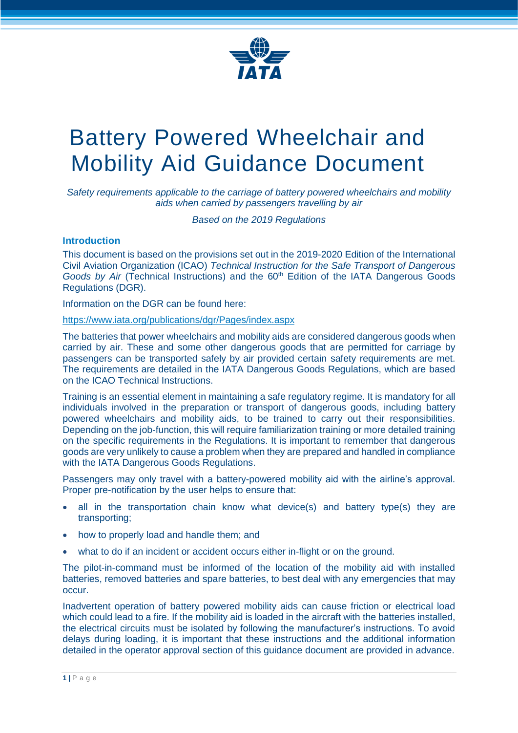# Battery Powered Wheelchair and Mobility Aid Guidance Document

*Safety requirements applicable to the carriage of battery powered wheelchairs and mobility aids when carried by passengers travelling by air*

*Based on the 2019 Regulations*

## Introduction

This document is based on the provisions set out in the 2019-2020 Edition of the International Civil Aviation Organization (ICAO) *Technical Instruction for the Safe Transport of Dangerous Goods by Air* (Technical Instructions) and the 60th Edition of the IATA Dangerous Goods Regulations (DGR).

Information on the DGR can be found here:

https://www.iata.org/publications/dgr/Pages/index.aspx

The batteries that power wheelchairs and mobility aids are considered dangerous goods when carried by air. These and some other dangerous goods that are permitted for carriage by passengers can be transported safely by air provided certain safety requirements are met. The requirements are detailed in the IATA Dangerous Goods Regulations, which are based on the ICAO Technical Instructions.

Training is an essential element in maintaining a safe regulatory regime. It is mandatory for all individuals involved in the preparation or transport of dangerous goods, including battery powered wheelchairs and mobility aids, to be trained to carry out their responsibilities. Depending on the job-function, this will require familiarization training or more detailed training on the specific requirements in the Regulations. It is important to remember that dangerous goods are very unlikely to cause a problem when they are prepared and handled in compliance with the IATA Dangerous Goods Regulations.

Passengers may only travel with a battery-powered mobility aid with the airline's approval. Proper pre-notification by the user helps to ensure that:

- all in the transportation chain know what device(s) and battery type(s) they are transporting;
- how to properly load and handle them; and
- what to do if an incident or accident occurs either in-flight or on the ground.

The pilot-in-command must be informed of the location of the mobility aid with installed batteries, removed batteries and spare batteries, to best deal with any emergencies that may occur.

Inadvertent operation of battery powered mobility aids can cause friction or electrical load which could lead to a fire. If the mobility aid is loaded in the aircraft with the batteries installed, the electrical circuits must be isolated by following the manufacturer's instructions. To avoid delays during loading, it is important that these instructions and the additional information detailed in the operator approval section of this guidance document are provided in advance.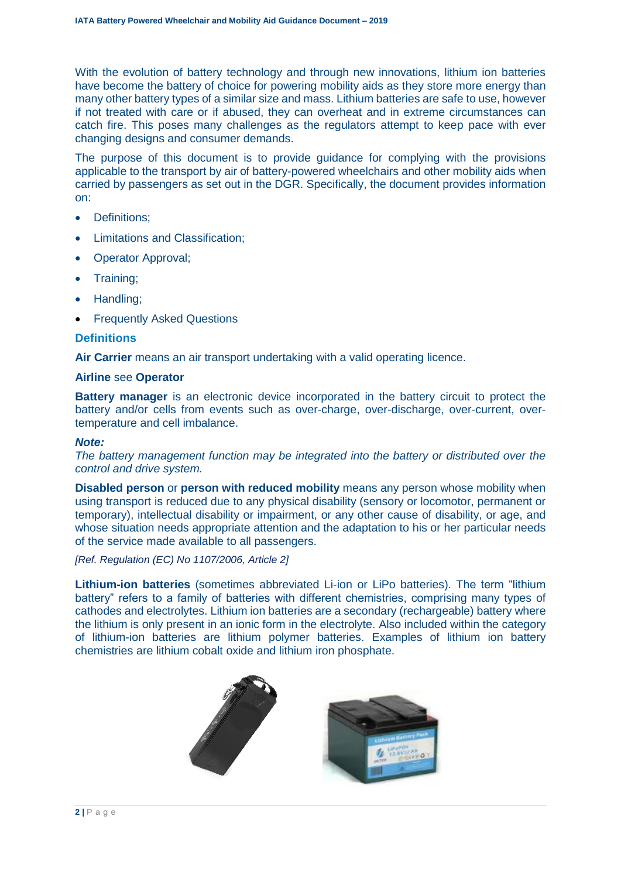With the evolution of battery technology and through new innovations, lithium ion batteries have become the battery of choice for powering mobility aids as they store more energy than many other battery types of a similar size and mass. Lithium batteries are safe to use, however if not treated with care or if abused, they can overheat and in extreme circumstances can catch fire. This poses many challenges as the regulators attempt to keep pace with ever changing designs and consumer demands.

The purpose of this document is to provide guidance for complying with the provisions applicable to the transport by air of battery-powered wheelchairs and other mobility aids when carried by passengers as set out in the DGR. Specifically, the document provides information on:

- Definitions;
- Limitations and Classification;
- Operator Approval;
- Training;
- Handling;
- Frequently Asked Questions

## Definitions

**Air Carrier** means an air transport undertaking with a valid operating licence.

**Airline** see **Operator**

**Battery manager** is an electronic device incorporated in the battery circuit to protect the battery and/or cells from events such as over-charge, over-discharge, over-current, over-temperature and cell imbalance.

***Note:***
*The battery management function may be integrated into the battery or distributed over the control and drive system.*

**Disabled person** or **person with reduced mobility** means any person whose mobility when using transport is reduced due to any physical disability (sensory or locomotor, permanent or temporary), intellectual disability or impairment, or any other cause of disability, or age, and whose situation needs appropriate attention and the adaptation to his or her particular needs of the service made available to all passengers.

*[Ref. Regulation (EC) No 1107/2006, Article 2]*

**Lithium-ion batteries** (sometimes abbreviated Li-ion or LiPo batteries). The term "lithium battery" refers to a family of batteries with different chemistries, comprising many types of cathodes and electrolytes. Lithium ion batteries are a secondary (rechargeable) battery where the lithium is only present in an ionic form in the electrolyte. Also included within the category of lithium-ion batteries are lithium polymer batteries. Examples of lithium ion battery chemistries are lithium cobalt oxide and lithium iron phosphate.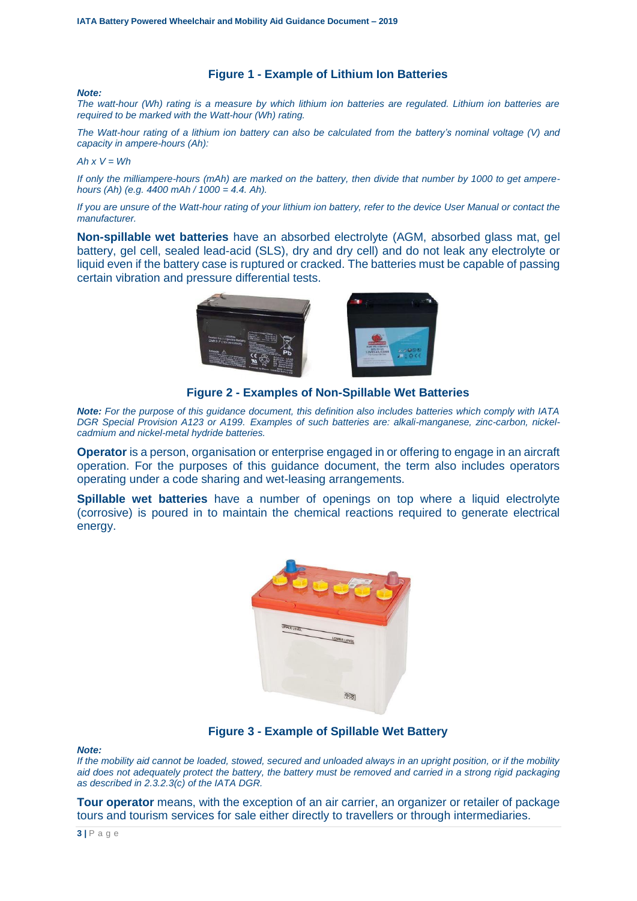**Figure 1 - Example of Lithium Ion Batteries**

***Note:***

*The watt-hour (Wh) rating is a measure by which lithium ion batteries are regulated. Lithium ion batteries are required to be marked with the Watt-hour (Wh) rating.*

*The Watt-hour rating of a lithium ion battery can also be calculated from the battery's nominal voltage (V) and capacity in ampere-hours (Ah):*

*Ah x V = Wh*

*If only the milliampere-hours (mAh) are marked on the battery, then divide that number by 1000 to get ampere-hours (Ah) (e.g. 4400 mAh / 1000 = 4.4. Ah).*

*If you are unsure of the Watt-hour rating of your lithium ion battery, refer to the device User Manual or contact the manufacturer.*

**Non-spillable wet batteries** have an absorbed electrolyte (AGM, absorbed glass mat, gel battery, gel cell, sealed lead-acid (SLS), dry and dry cell) and do not leak any electrolyte or liquid even if the battery case is ruptured or cracked. The batteries must be capable of passing certain vibration and pressure differential tests.

**Figure 2 - Examples of Non-Spillable Wet Batteries**

***Note:*** *For the purpose of this guidance document, this definition also includes batteries which comply with IATA DGR Special Provision A123 or A199. Examples of such batteries are: alkali-manganese, zinc-carbon, nickel-cadmium and nickel-metal hydride batteries.*

**Operator** is a person, organisation or enterprise engaged in or offering to engage in an aircraft operation. For the purposes of this guidance document, the term also includes operators operating under a code sharing and wet-leasing arrangements.

**Spillable wet batteries** have a number of openings on top where a liquid electrolyte (corrosive) is poured in to maintain the chemical reactions required to generate electrical energy.

**Figure 3 - Example of Spillable Wet Battery**

***Note:***

*If the mobility aid cannot be loaded, stowed, secured and unloaded always in an upright position, or if the mobility aid does not adequately protect the battery, the battery must be removed and carried in a strong rigid packaging as described in 2.3.2.3(c) of the IATA DGR.*

**Tour operator** means, with the exception of an air carrier, an organizer or retailer of package tours and tourism services for sale either directly to travellers or through intermediaries.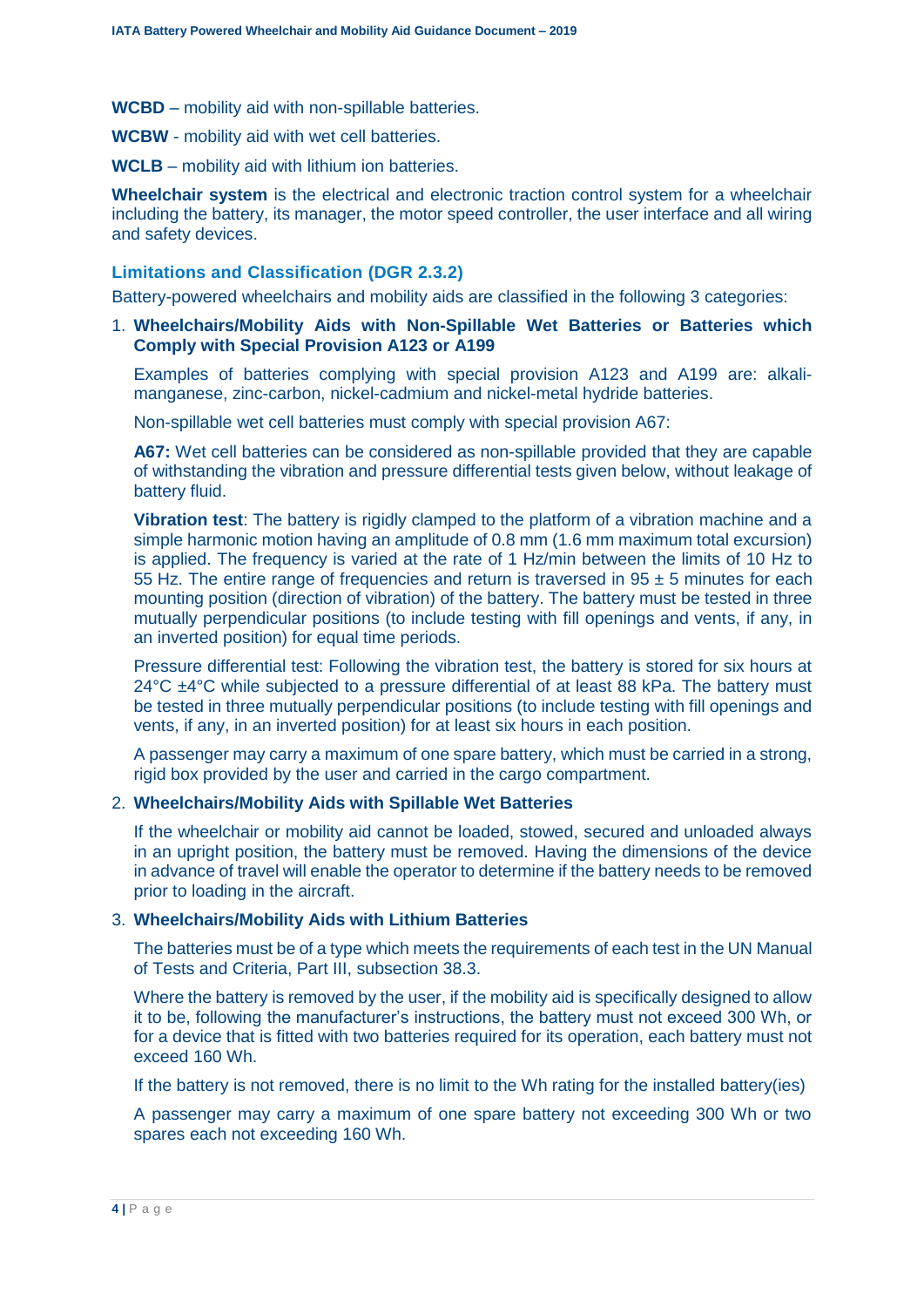**WCBD** – mobility aid with non-spillable batteries.

**WCBW** - mobility aid with wet cell batteries.

**WCLB** – mobility aid with lithium ion batteries.

**Wheelchair system** is the electrical and electronic traction control system for a wheelchair including the battery, its manager, the motor speed controller, the user interface and all wiring and safety devices.

### Limitations and Classification (DGR 2.3.2)

Battery-powered wheelchairs and mobility aids are classified in the following 3 categories:

1. **Wheelchairs/Mobility Aids with Non-Spillable Wet Batteries or Batteries which Comply with Special Provision A123 or A199**

   Examples of batteries complying with special provision A123 and A199 are: alkali-manganese, zinc-carbon, nickel-cadmium and nickel-metal hydride batteries.

   Non-spillable wet cell batteries must comply with special provision A67:

   **A67:** Wet cell batteries can be considered as non-spillable provided that they are capable of withstanding the vibration and pressure differential tests given below, without leakage of battery fluid.

   **Vibration test**: The battery is rigidly clamped to the platform of a vibration machine and a simple harmonic motion having an amplitude of 0.8 mm (1.6 mm maximum total excursion) is applied. The frequency is varied at the rate of 1 Hz/min between the limits of 10 Hz to 55 Hz. The entire range of frequencies and return is traversed in 95 ± 5 minutes for each mounting position (direction of vibration) of the battery. The battery must be tested in three mutually perpendicular positions (to include testing with fill openings and vents, if any, in an inverted position) for equal time periods.

   Pressure differential test: Following the vibration test, the battery is stored for six hours at 24°C ±4°C while subjected to a pressure differential of at least 88 kPa. The battery must be tested in three mutually perpendicular positions (to include testing with fill openings and vents, if any, in an inverted position) for at least six hours in each position.

   A passenger may carry a maximum of one spare battery, which must be carried in a strong, rigid box provided by the user and carried in the cargo compartment.

2. **Wheelchairs/Mobility Aids with Spillable Wet Batteries**

   If the wheelchair or mobility aid cannot be loaded, stowed, secured and unloaded always in an upright position, the battery must be removed. Having the dimensions of the device in advance of travel will enable the operator to determine if the battery needs to be removed prior to loading in the aircraft.

3. **Wheelchairs/Mobility Aids with Lithium Batteries**

   The batteries must be of a type which meets the requirements of each test in the UN Manual of Tests and Criteria, Part III, subsection 38.3.

   Where the battery is removed by the user, if the mobility aid is specifically designed to allow it to be, following the manufacturer's instructions, the battery must not exceed 300 Wh, or for a device that is fitted with two batteries required for its operation, each battery must not exceed 160 Wh.

   If the battery is not removed, there is no limit to the Wh rating for the installed battery(ies)

   A passenger may carry a maximum of one spare battery not exceeding 300 Wh or two spares each not exceeding 160 Wh.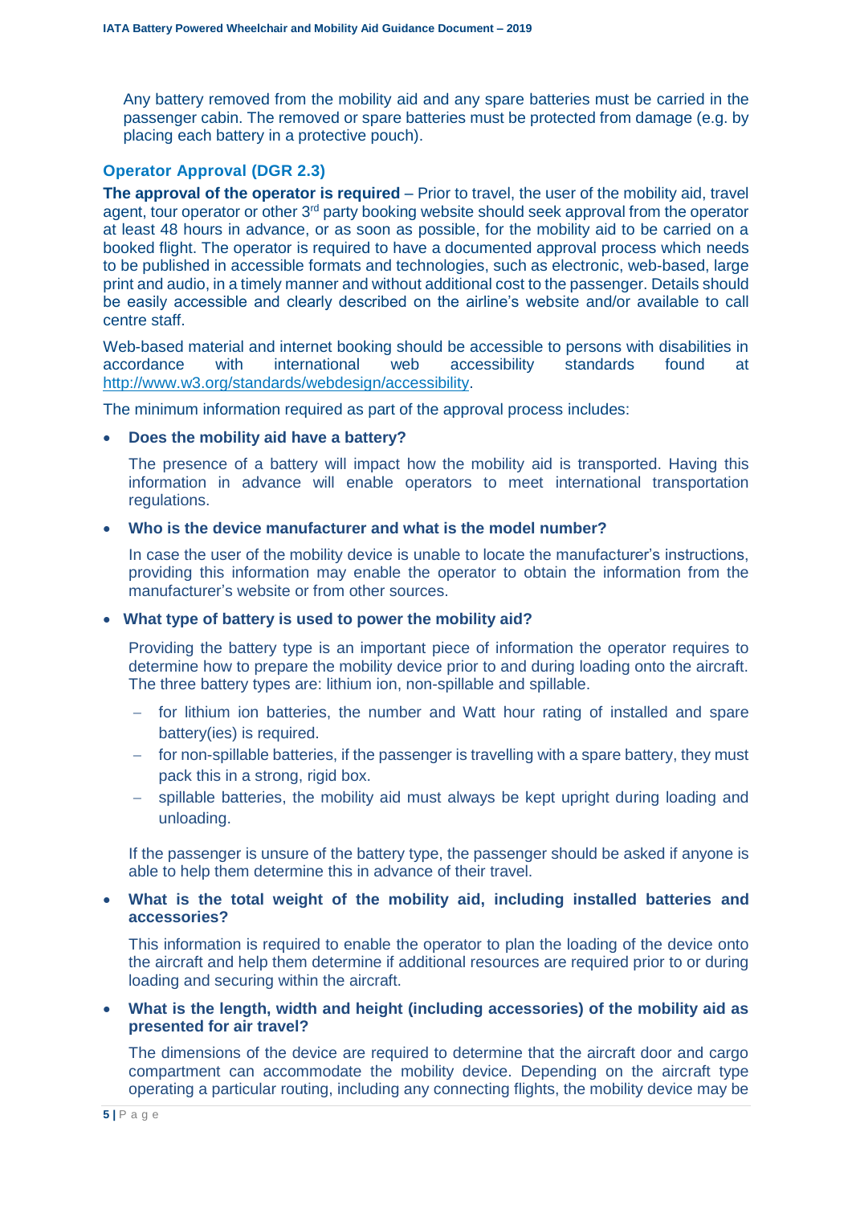Any battery removed from the mobility aid and any spare batteries must be carried in the passenger cabin. The removed or spare batteries must be protected from damage (e.g. by placing each battery in a protective pouch).

### Operator Approval (DGR 2.3)

**The approval of the operator is required** – Prior to travel, the user of the mobility aid, travel agent, tour operator or other 3rd party booking website should seek approval from the operator at least 48 hours in advance, or as soon as possible, for the mobility aid to be carried on a booked flight. The operator is required to have a documented approval process which needs to be published in accessible formats and technologies, such as electronic, web-based, large print and audio, in a timely manner and without additional cost to the passenger. Details should be easily accessible and clearly described on the airline's website and/or available to call centre staff.

Web-based material and internet booking should be accessible to persons with disabilities in accordance with international web accessibility standards found at http://www.w3.org/standards/webdesign/accessibility.

The minimum information required as part of the approval process includes:

- **Does the mobility aid have a battery?**

  The presence of a battery will impact how the mobility aid is transported. Having this information in advance will enable operators to meet international transportation regulations.

- **Who is the device manufacturer and what is the model number?**

  In case the user of the mobility device is unable to locate the manufacturer's instructions, providing this information may enable the operator to obtain the information from the manufacturer's website or from other sources.

- **What type of battery is used to power the mobility aid?**

  Providing the battery type is an important piece of information the operator requires to determine how to prepare the mobility device prior to and during loading onto the aircraft. The three battery types are: lithium ion, non-spillable and spillable.

  - for lithium ion batteries, the number and Watt hour rating of installed and spare battery(ies) is required.
  - for non-spillable batteries, if the passenger is travelling with a spare battery, they must pack this in a strong, rigid box.
  - spillable batteries, the mobility aid must always be kept upright during loading and unloading.

  If the passenger is unsure of the battery type, the passenger should be asked if anyone is able to help them determine this in advance of their travel.

- **What is the total weight of the mobility aid, including installed batteries and accessories?**

  This information is required to enable the operator to plan the loading of the device onto the aircraft and help them determine if additional resources are required prior to or during loading and securing within the aircraft.

- **What is the length, width and height (including accessories) of the mobility aid as presented for air travel?**

  The dimensions of the device are required to determine that the aircraft door and cargo compartment can accommodate the mobility device. Depending on the aircraft type operating a particular routing, including any connecting flights, the mobility device may be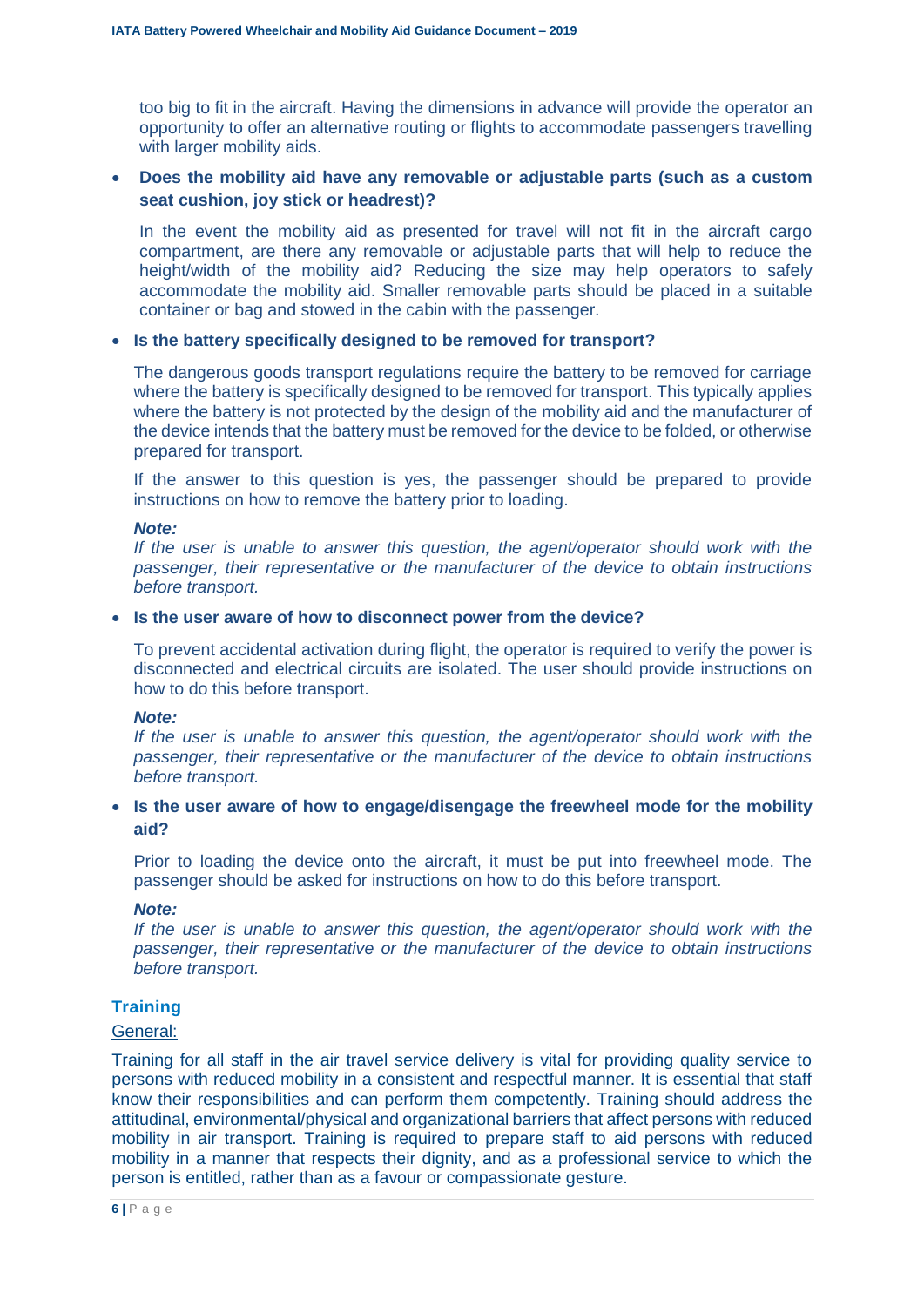too big to fit in the aircraft. Having the dimensions in advance will provide the operator an opportunity to offer an alternative routing or flights to accommodate passengers travelling with larger mobility aids.

- **Does the mobility aid have any removable or adjustable parts (such as a custom seat cushion, joy stick or headrest)?**

  In the event the mobility aid as presented for travel will not fit in the aircraft cargo compartment, are there any removable or adjustable parts that will help to reduce the height/width of the mobility aid? Reducing the size may help operators to safely accommodate the mobility aid. Smaller removable parts should be placed in a suitable container or bag and stowed in the cabin with the passenger.

- **Is the battery specifically designed to be removed for transport?**

  The dangerous goods transport regulations require the battery to be removed for carriage where the battery is specifically designed to be removed for transport. This typically applies where the battery is not protected by the design of the mobility aid and the manufacturer of the device intends that the battery must be removed for the device to be folded, or otherwise prepared for transport.

  If the answer to this question is yes, the passenger should be prepared to provide instructions on how to remove the battery prior to loading.

  ***Note:***
  *If the user is unable to answer this question, the agent/operator should work with the passenger, their representative or the manufacturer of the device to obtain instructions before transport.*

- **Is the user aware of how to disconnect power from the device?**

  To prevent accidental activation during flight, the operator is required to verify the power is disconnected and electrical circuits are isolated. The user should provide instructions on how to do this before transport.

  ***Note:***
  *If the user is unable to answer this question, the agent/operator should work with the passenger, their representative or the manufacturer of the device to obtain instructions before transport.*

- **Is the user aware of how to engage/disengage the freewheel mode for the mobility aid?**

  Prior to loading the device onto the aircraft, it must be put into freewheel mode. The passenger should be asked for instructions on how to do this before transport.

  ***Note:***
  *If the user is unable to answer this question, the agent/operator should work with the passenger, their representative or the manufacturer of the device to obtain instructions before transport.*

## Training

General:

Training for all staff in the air travel service delivery is vital for providing quality service to persons with reduced mobility in a consistent and respectful manner. It is essential that staff know their responsibilities and can perform them competently. Training should address the attitudinal, environmental/physical and organizational barriers that affect persons with reduced mobility in air transport. Training is required to prepare staff to aid persons with reduced mobility in a manner that respects their dignity, and as a professional service to which the person is entitled, rather than as a favour or compassionate gesture.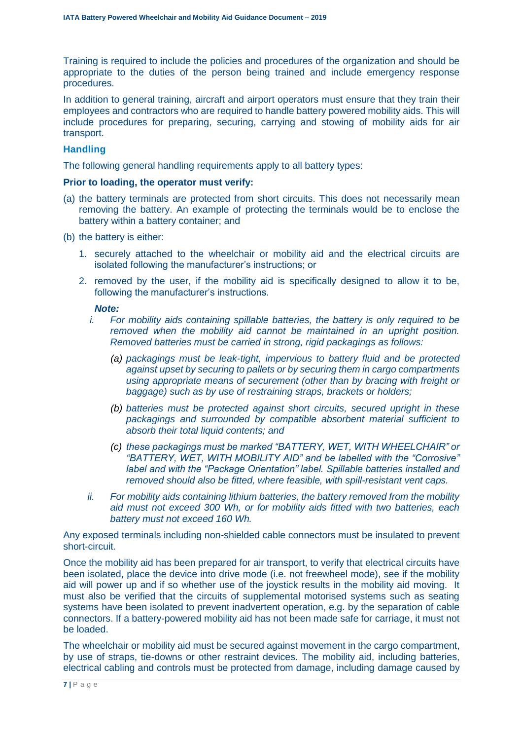Training is required to include the policies and procedures of the organization and should be appropriate to the duties of the person being trained and include emergency response procedures.

In addition to general training, aircraft and airport operators must ensure that they train their employees and contractors who are required to handle battery powered mobility aids. This will include procedures for preparing, securing, carrying and stowing of mobility aids for air transport.

### Handling

The following general handling requirements apply to all battery types:

**Prior to loading, the operator must verify:**

(a) the battery terminals are protected from short circuits. This does not necessarily mean removing the battery. An example of protecting the terminals would be to enclose the battery within a battery container; and

(b) the battery is either:

1. securely attached to the wheelchair or mobility aid and the electrical circuits are isolated following the manufacturer's instructions; or
2. removed by the user, if the mobility aid is specifically designed to allow it to be, following the manufacturer's instructions.

***Note:***

*i. For mobility aids containing spillable batteries, the battery is only required to be removed when the mobility aid cannot be maintained in an upright position. Removed batteries must be carried in strong, rigid packagings as follows:*

*(a) packagings must be leak-tight, impervious to battery fluid and be protected against upset by securing to pallets or by securing them in cargo compartments using appropriate means of securement (other than by bracing with freight or baggage) such as by use of restraining straps, brackets or holders;*

*(b) batteries must be protected against short circuits, secured upright in these packagings and surrounded by compatible absorbent material sufficient to absorb their total liquid contents; and*

*(c) these packagings must be marked "BATTERY, WET, WITH WHEELCHAIR" or "BATTERY, WET, WITH MOBILITY AID" and be labelled with the "Corrosive" label and with the "Package Orientation" label. Spillable batteries installed and removed should also be fitted, where feasible, with spill-resistant vent caps.*

*ii. For mobility aids containing lithium batteries, the battery removed from the mobility aid must not exceed 300 Wh, or for mobility aids fitted with two batteries, each battery must not exceed 160 Wh.*

Any exposed terminals including non-shielded cable connectors must be insulated to prevent short-circuit.

Once the mobility aid has been prepared for air transport, to verify that electrical circuits have been isolated, place the device into drive mode (i.e. not freewheel mode), see if the mobility aid will power up and if so whether use of the joystick results in the mobility aid moving. It must also be verified that the circuits of supplemental motorised systems such as seating systems have been isolated to prevent inadvertent operation, e.g. by the separation of cable connectors. If a battery-powered mobility aid has not been made safe for carriage, it must not be loaded.

The wheelchair or mobility aid must be secured against movement in the cargo compartment, by use of straps, tie-downs or other restraint devices. The mobility aid, including batteries, electrical cabling and controls must be protected from damage, including damage caused by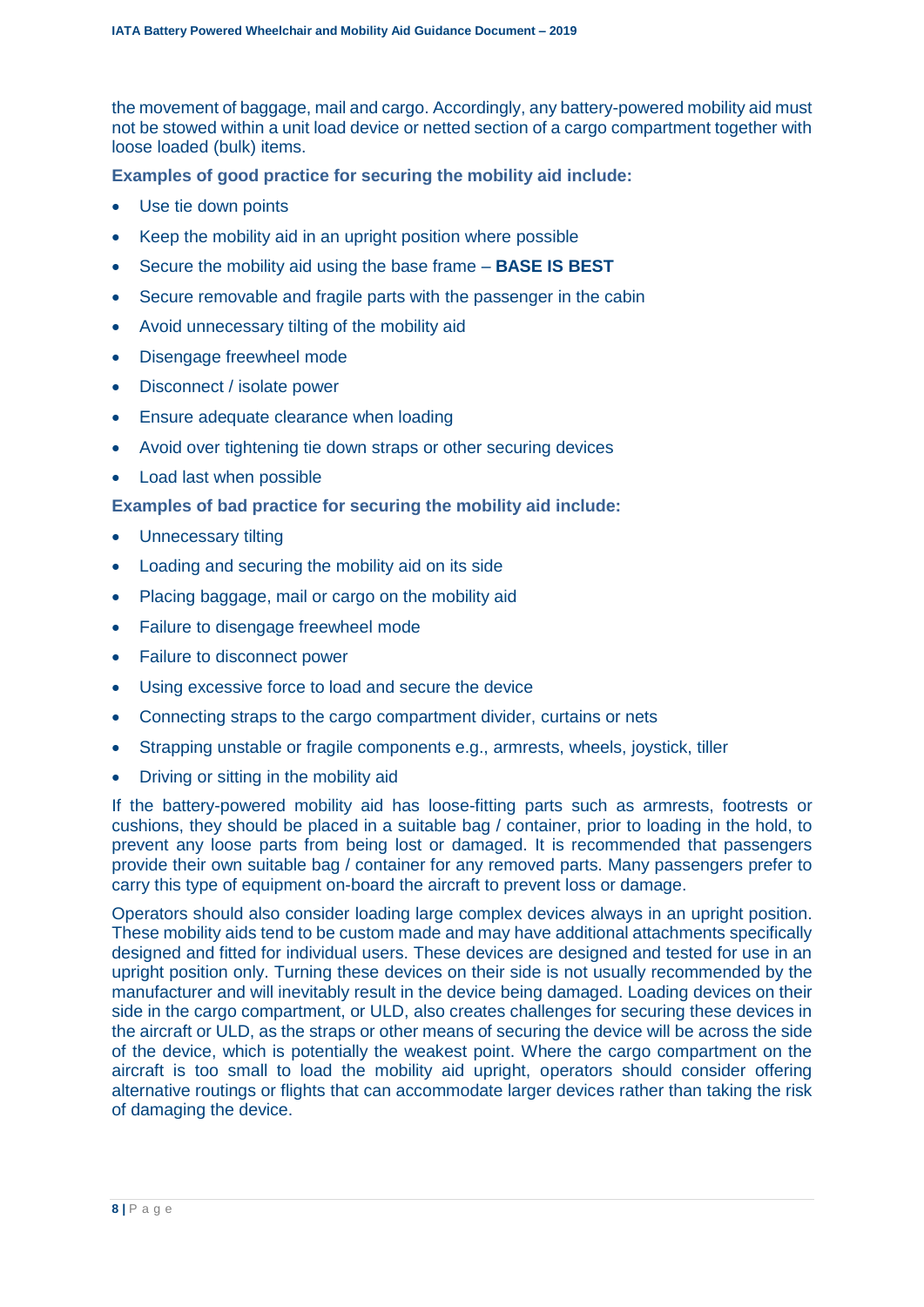the movement of baggage, mail and cargo. Accordingly, any battery-powered mobility aid must not be stowed within a unit load device or netted section of a cargo compartment together with loose loaded (bulk) items.

**Examples of good practice for securing the mobility aid include:**

- Use tie down points
- Keep the mobility aid in an upright position where possible
- Secure the mobility aid using the base frame – **BASE IS BEST**
- Secure removable and fragile parts with the passenger in the cabin
- Avoid unnecessary tilting of the mobility aid
- Disengage freewheel mode
- Disconnect / isolate power
- Ensure adequate clearance when loading
- Avoid over tightening tie down straps or other securing devices
- Load last when possible

**Examples of bad practice for securing the mobility aid include:**

- Unnecessary tilting
- Loading and securing the mobility aid on its side
- Placing baggage, mail or cargo on the mobility aid
- Failure to disengage freewheel mode
- Failure to disconnect power
- Using excessive force to load and secure the device
- Connecting straps to the cargo compartment divider, curtains or nets
- Strapping unstable or fragile components e.g., armrests, wheels, joystick, tiller
- Driving or sitting in the mobility aid

If the battery-powered mobility aid has loose-fitting parts such as armrests, footrests or cushions, they should be placed in a suitable bag / container, prior to loading in the hold, to prevent any loose parts from being lost or damaged. It is recommended that passengers provide their own suitable bag / container for any removed parts. Many passengers prefer to carry this type of equipment on-board the aircraft to prevent loss or damage.

Operators should also consider loading large complex devices always in an upright position. These mobility aids tend to be custom made and may have additional attachments specifically designed and fitted for individual users. These devices are designed and tested for use in an upright position only. Turning these devices on their side is not usually recommended by the manufacturer and will inevitably result in the device being damaged. Loading devices on their side in the cargo compartment, or ULD, also creates challenges for securing these devices in the aircraft or ULD, as the straps or other means of securing the device will be across the side of the device, which is potentially the weakest point. Where the cargo compartment on the aircraft is too small to load the mobility aid upright, operators should consider offering alternative routings or flights that can accommodate larger devices rather than taking the risk of damaging the device.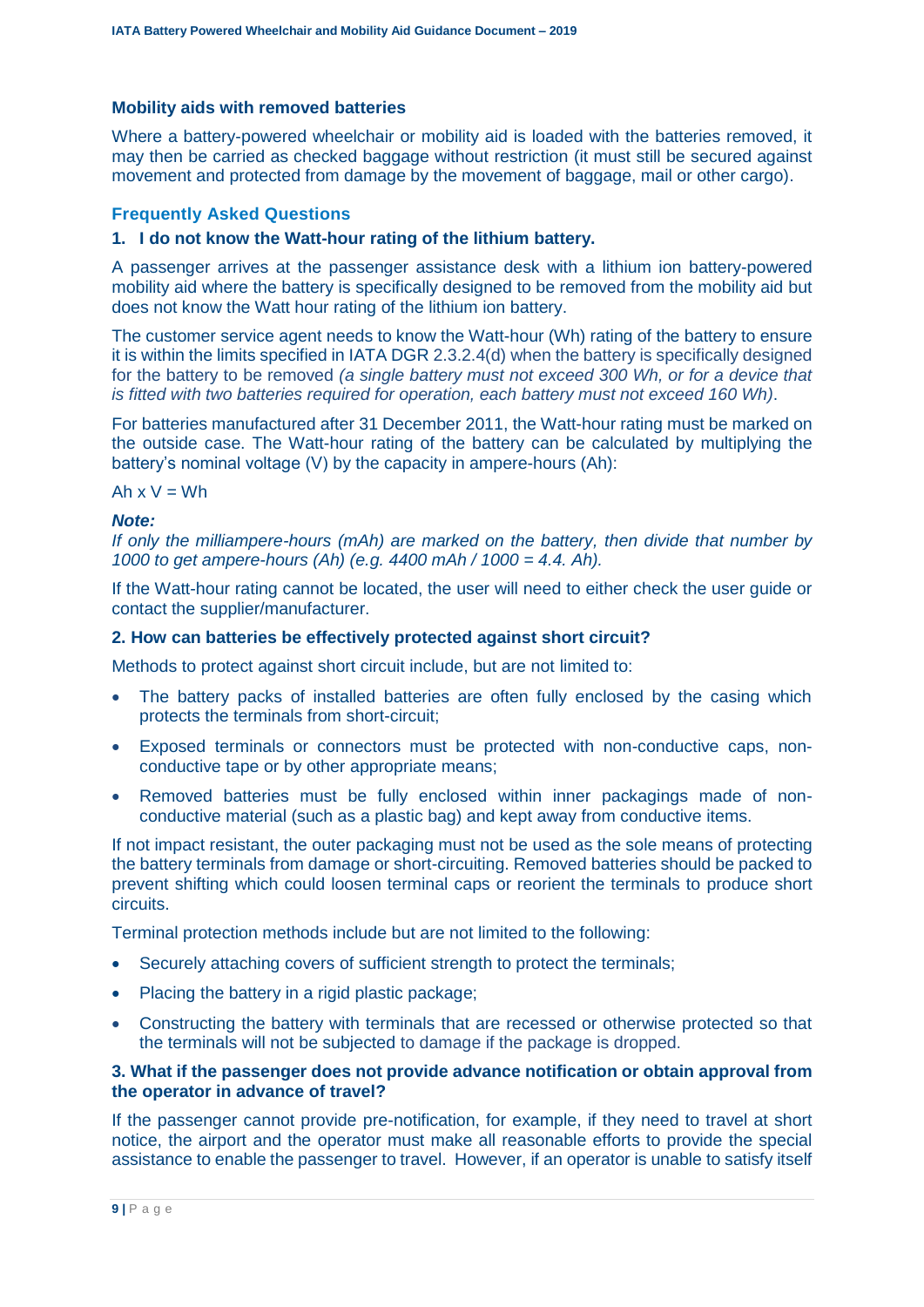### Mobility aids with removed batteries

Where a battery-powered wheelchair or mobility aid is loaded with the batteries removed, it may then be carried as checked baggage without restriction (it must still be secured against movement and protected from damage by the movement of baggage, mail or other cargo).

## Frequently Asked Questions

### 1. I do not know the Watt-hour rating of the lithium battery.

A passenger arrives at the passenger assistance desk with a lithium ion battery-powered mobility aid where the battery is specifically designed to be removed from the mobility aid but does not know the Watt hour rating of the lithium ion battery.

The customer service agent needs to know the Watt-hour (Wh) rating of the battery to ensure it is within the limits specified in IATA DGR 2.3.2.4(d) when the battery is specifically designed for the battery to be removed *(a single battery must not exceed 300 Wh, or for a device that is fitted with two batteries required for operation, each battery must not exceed 160 Wh)*.

For batteries manufactured after 31 December 2011, the Watt-hour rating must be marked on the outside case. The Watt-hour rating of the battery can be calculated by multiplying the battery's nominal voltage (V) by the capacity in ampere-hours (Ah):

Ah x V = Wh

***Note:***
*If only the milliampere-hours (mAh) are marked on the battery, then divide that number by 1000 to get ampere-hours (Ah) (e.g. 4400 mAh / 1000 = 4.4. Ah).*

If the Watt-hour rating cannot be located, the user will need to either check the user guide or contact the supplier/manufacturer.

### 2. How can batteries be effectively protected against short circuit?

Methods to protect against short circuit include, but are not limited to:

- The battery packs of installed batteries are often fully enclosed by the casing which protects the terminals from short-circuit;
- Exposed terminals or connectors must be protected with non-conductive caps, non-conductive tape or by other appropriate means;
- Removed batteries must be fully enclosed within inner packagings made of non-conductive material (such as a plastic bag) and kept away from conductive items.

If not impact resistant, the outer packaging must not be used as the sole means of protecting the battery terminals from damage or short-circuiting. Removed batteries should be packed to prevent shifting which could loosen terminal caps or reorient the terminals to produce short circuits.

Terminal protection methods include but are not limited to the following:

- Securely attaching covers of sufficient strength to protect the terminals;
- Placing the battery in a rigid plastic package;
- Constructing the battery with terminals that are recessed or otherwise protected so that the terminals will not be subjected to damage if the package is dropped.

### 3. What if the passenger does not provide advance notification or obtain approval from the operator in advance of travel?

If the passenger cannot provide pre-notification, for example, if they need to travel at short notice, the airport and the operator must make all reasonable efforts to provide the special assistance to enable the passenger to travel. However, if an operator is unable to satisfy itself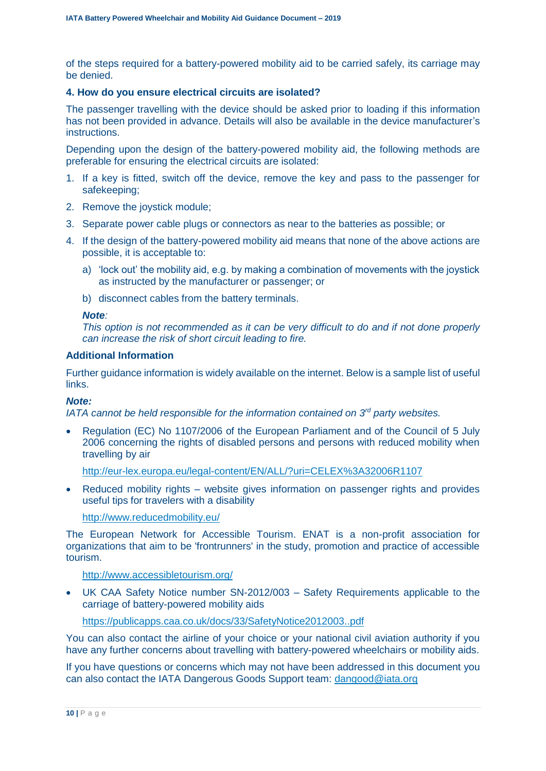of the steps required for a battery-powered mobility aid to be carried safely, its carriage may be denied.

### 4. How do you ensure electrical circuits are isolated?

The passenger travelling with the device should be asked prior to loading if this information has not been provided in advance. Details will also be available in the device manufacturer's instructions.

Depending upon the design of the battery-powered mobility aid, the following methods are preferable for ensuring the electrical circuits are isolated:

1. If a key is fitted, switch off the device, remove the key and pass to the passenger for safekeeping;
2. Remove the joystick module;
3. Separate power cable plugs or connectors as near to the batteries as possible; or
4. If the design of the battery-powered mobility aid means that none of the above actions are possible, it is acceptable to:
   a) 'lock out' the mobility aid, e.g. by making a combination of movements with the joystick as instructed by the manufacturer or passenger; or
   b) disconnect cables from the battery terminals.

   ***Note**:*
   *This option is not recommended as it can be very difficult to do and if not done properly can increase the risk of short circuit leading to fire.*

### Additional Information

Further guidance information is widely available on the internet. Below is a sample list of useful links.

***Note:***
*IATA cannot be held responsible for the information contained on 3rd party websites.*

- Regulation (EC) No 1107/2006 of the European Parliament and of the Council of 5 July 2006 concerning the rights of disabled persons and persons with reduced mobility when travelling by air

  http://eur-lex.europa.eu/legal-content/EN/ALL/?uri=CELEX%3A32006R1107

- Reduced mobility rights – website gives information on passenger rights and provides useful tips for travelers with a disability

  http://www.reducedmobility.eu/

The European Network for Accessible Tourism. ENAT is a non-profit association for organizations that aim to be 'frontrunners' in the study, promotion and practice of accessible tourism.

  http://www.accessibletourism.org/

- UK CAA Safety Notice number SN-2012/003 – Safety Requirements applicable to the carriage of battery-powered mobility aids

  https://publicapps.caa.co.uk/docs/33/SafetyNotice2012003..pdf

You can also contact the airline of your choice or your national civil aviation authority if you have any further concerns about travelling with battery-powered wheelchairs or mobility aids.

If you have questions or concerns which may not have been addressed in this document you can also contact the IATA Dangerous Goods Support team: dangood@iata.org